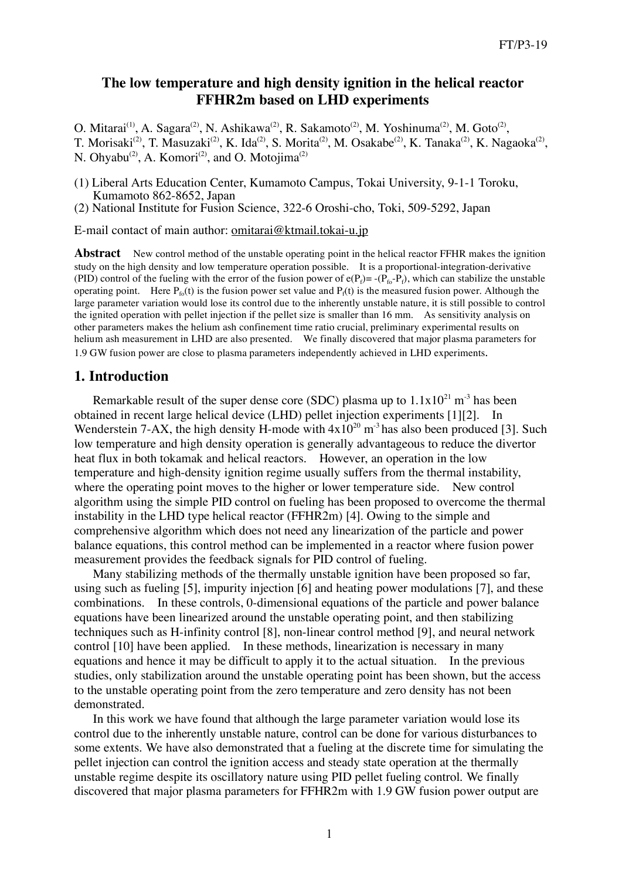# The low temperature and high density ignition in the helical reactor FFHR2m based on LHD experiments

O. Mitarai[(1)], A. Sagara[(2)], N. Ashikawa[(2)], R. Sakamoto[(2)], M. Yoshinuma[(2)], M. Goto[(2)], T. Morisaki[(2)], T. Masuzaki[(2)], K. Ida[(2)], S. Morita[(2)], M. Osakabe[(2)], K. Tanaka[(2)], K. Nagaoka[(2)], N. Ohyabu[(2)], A. Komori[(2)], and O. Motojima[(2)]

(1) Liberal Arts Education Center, Kumamoto Campus, Tokai University, 9-1-1 Toroku, Kumamoto 862-8652, Japan
(2) National Institute for Fusion Science, 322-6 Oroshi-cho, Toki, 509-5292, Japan

E-mail contact of main author: omitarai@ktmail.tokai-u.jp

**Abstract** New control method of the unstable operating point in the helical reactor FFHR makes the ignition study on the high density and low temperature operation possible. It is a proportional-integration-derivative (PID) control of the fueling with the error of the fusion power of $e(P_f)= -(P_{fo}-P_f)$, which can stabilize the unstable operating point. Here $P_{fo}(t)$ is the fusion power set value and $P_f(t)$ is the measured fusion power. Although the large parameter variation would lose its control due to the inherently unstable nature, it is still possible to control the ignited operation with pellet injection if the pellet size is smaller than 16 mm. As sensitivity analysis on other parameters makes the helium ash confinement time ratio crucial, preliminary experimental results on helium ash measurement in LHD are also presented. We finally discovered that major plasma parameters for 1.9 GW fusion power are close to plasma parameters independently achieved in LHD experiments.

## 1. Introduction

Remarkable result of the super dense core (SDC) plasma up to $1.1\times10^{21}$ m$^{-3}$ has been obtained in recent large helical device (LHD) pellet injection experiments [1][2]. In Wenderstein 7-AX, the high density H-mode with $4\times10^{20}$ m$^{-3}$ has also been produced [3]. Such low temperature and high density operation is generally advantageous to reduce the divertor heat flux in both tokamak and helical reactors. However, an operation in the low temperature and high-density ignition regime usually suffers from the thermal instability, where the operating point moves to the higher or lower temperature side. New control algorithm using the simple PID control on fueling has been proposed to overcome the thermal instability in the LHD type helical reactor (FFHR2m) [4]. Owing to the simple and comprehensive algorithm which does not need any linearization of the particle and power balance equations, this control method can be implemented in a reactor where fusion power measurement provides the feedback signals for PID control of fueling.

Many stabilizing methods of the thermally unstable ignition have been proposed so far, using such as fueling [5], impurity injection [6] and heating power modulations [7], and these combinations. In these controls, 0-dimensional equations of the particle and power balance equations have been linearized around the unstable operating point, and then stabilizing techniques such as H-infinity control [8], non-linear control method [9], and neural network control [10] have been applied. In these methods, linearization is necessary in many equations and hence it may be difficult to apply it to the actual situation. In the previous studies, only stabilization around the unstable operating point has been shown, but the access to the unstable operating point from the zero temperature and zero density has not been demonstrated.

In this work we have found that although the large parameter variation would lose its control due to the inherently unstable nature, control can be done for various disturbances to some extents. We have also demonstrated that a fueling at the discrete time for simulating the pellet injection can control the ignition access and steady state operation at the thermally unstable regime despite its oscillatory nature using PID pellet fueling control. We finally discovered that major plasma parameters for FFHR2m with 1.9 GW fusion power output are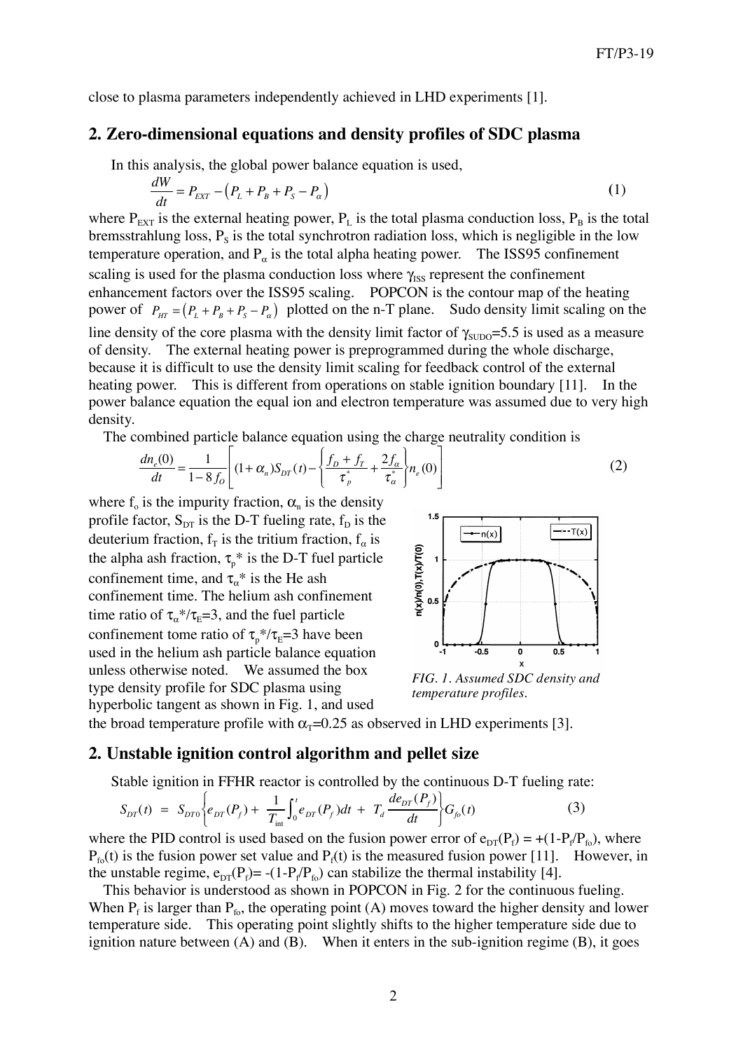close to plasma parameters independently achieved in LHD experiments [1].

## 2. Zero-dimensional equations and density profiles of SDC plasma

In this analysis, the global power balance equation is used,

$$\frac{dW}{dt} = P_{EXT} - \left(P_L + P_B + P_S - P_\alpha\right) \tag{1}$$

where $P_{EXT}$ is the external heating power, $P_L$ is the total plasma conduction loss, $P_B$ is the total bremsstrahlung loss, $P_S$ is the total synchrotron radiation loss, which is negligible in the low temperature operation, and $P_\alpha$ is the total alpha heating power. The ISS95 confinement scaling is used for the plasma conduction loss where $\gamma_{ISS}$ represent the confinement enhancement factors over the ISS95 scaling. POPCON is the contour map of the heating power of $P_{HT} = \left(P_L + P_B + P_S - P_\alpha\right)$ plotted on the n-T plane. Sudo density limit scaling on the line density of the core plasma with the density limit factor of $\gamma_{SUDO}$=5.5 is used as a measure of density. The external heating power is preprogrammed during the whole discharge, because it is difficult to use the density limit scaling for feedback control of the external heating power. This is different from operations on stable ignition boundary [11]. In the power balance equation the equal ion and electron temperature was assumed due to very high density.

The combined particle balance equation using the charge neutrality condition is

$$\frac{dn_e(0)}{dt} = \frac{1}{1-8f_O}\left[(1+\alpha_n)S_{DT}(t) - \left\{\frac{f_D+f_T}{\tau_p^*} + \frac{2f_\alpha}{\tau_\alpha^*}\right\}n_e(0)\right] \tag{2}$$

where $f_o$ is the impurity fraction, $\alpha_n$ is the density profile factor, $S_{DT}$ is the D-T fueling rate, $f_D$ is the deuterium fraction, $f_T$ is the tritium fraction, $f_\alpha$ is the alpha ash fraction, $\tau_p$* is the D-T fuel particle confinement time, and $\tau_\alpha$* is the He ash confinement time. The helium ash confinement time ratio of $\tau_\alpha^*/\tau_E$=3, and the fuel particle confinement tome ratio of $\tau_p^*/\tau_E$=3 have been used in the helium ash particle balance equation unless otherwise noted. We assumed the box type density profile for SDC plasma using hyperbolic tangent as shown in Fig. 1, and used the broad temperature profile with $\alpha_T$=0.25 as observed in LHD experiments [3].

*FIG. 1. Assumed SDC density and temperature profiles.*

## 2. Unstable ignition control algorithm and pellet size

Stable ignition in FFHR reactor is controlled by the continuous D-T fueling rate:

$$S_{DT}(t) = S_{DT0}\left\{e_{DT}(P_f) + \frac{1}{T_{int}}\int_0^t e_{DT}(P_f)dt + T_d\frac{de_{DT}(P_f)}{dt}\right\}G_{fo}(t) \tag{3}$$

where the PID control is used based on the fusion power error of $e_{DT}(P_f) = +(1-P_f/P_{fo})$, where $P_{fo}(t)$ is the fusion power set value and $P_f(t)$ is the measured fusion power [11]. However, in the unstable regime, $e_{DT}(P_f) = -(1-P_f/P_{fo})$ can stabilize the thermal instability [4].

This behavior is understood as shown in POPCON in Fig. 2 for the continuous fueling. When $P_f$ is larger than $P_{fo}$, the operating point (A) moves toward the higher density and lower temperature side. This operating point slightly shifts to the higher temperature side due to ignition nature between (A) and (B). When it enters in the sub-ignition regime (B), it goes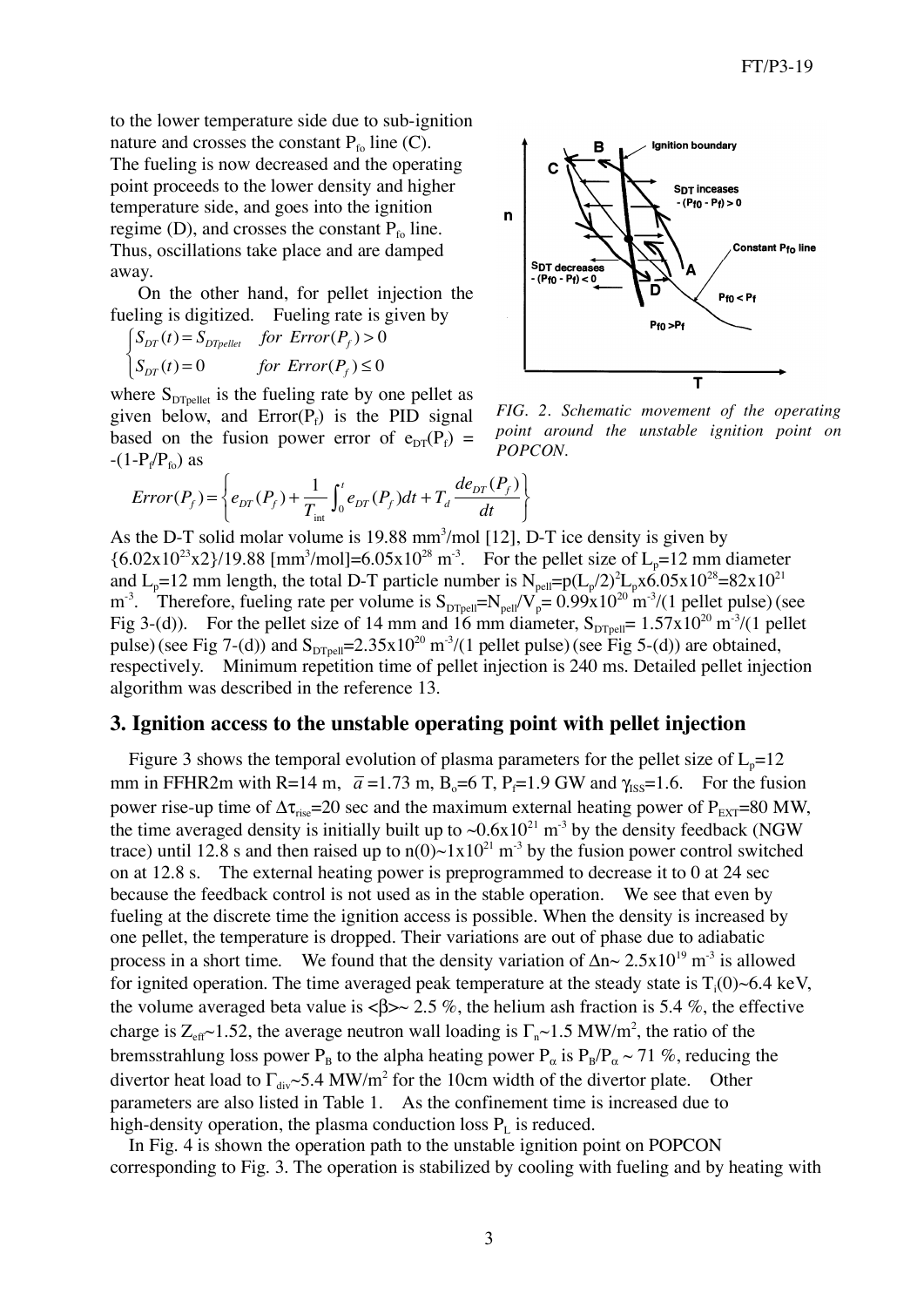to the lower temperature side due to sub-ignition nature and crosses the constant $P_{fo}$ line (C). The fueling is now decreased and the operating point proceeds to the lower density and higher temperature side, and goes into the ignition regime (D), and crosses the constant $P_{fo}$ line. Thus, oscillations take place and are damped away.

On the other hand, for pellet injection the fueling is digitized. Fueling rate is given by

$$\begin{cases} S_{DT}(t) = S_{DTpellet} & for\ Error(P_f) > 0 \\ S_{DT}(t) = 0 & for\ Error(P_f) \le 0 \end{cases}$$

where $S_{DTpellet}$ is the fueling rate by one pellet as given below, and $Error(P_f)$ is the PID signal based on the fusion power error of $e_{DT}(P_f) = -(1-P_f/P_{fo})$ as

$$Error(P_f) = \left\{ e_{DT}(P_f) + \frac{1}{T_{int}}\int_0^t e_{DT}(P_f)dt + T_d \frac{de_{DT}(P_f)}{dt} \right\}$$

*FIG. 2. Schematic movement of the operating point around the unstable ignition point on POPCON.*

As the D-T solid molar volume is 19.88 mm$^3$/mol [12], D-T ice density is given by $\{6.02\times10^{23}\times2\}/19.88$ [mm$^3$/mol]$=6.05\times10^{28}$ m$^{-3}$. For the pellet size of $L_p$=12 mm diameter and $L_p$=12 mm length, the total D-T particle number is $N_{pell}$=p$(L_p/2)^2L_p\times6.05\times10^{28}=82\times10^{21}$ m$^{-3}$. Therefore, fueling rate per volume is $S_{DTpell}=N_{pell}/V_p= 0.99\times10^{20}$ m$^{-3}$/(1 pellet pulse) (see Fig 3-(d)). For the pellet size of 14 mm and 16 mm diameter, $S_{DTpell}= 1.57\times10^{20}$ m$^{-3}$/(1 pellet pulse) (see Fig 7-(d)) and $S_{DTpell}=2.35\times10^{20}$ m$^{-3}$/(1 pellet pulse) (see Fig 5-(d)) are obtained, respectively. Minimum repetition time of pellet injection is 240 ms. Detailed pellet injection algorithm was described in the reference 13.

## 3. Ignition access to the unstable operating point with pellet injection

Figure 3 shows the temporal evolution of plasma parameters for the pellet size of $L_p$=12 mm in FFHR2m with R=14 m, $\bar{a}$ =1.73 m, $B_o$=6 T, $P_f$=1.9 GW and $\gamma_{ISS}$=1.6. For the fusion power rise-up time of $\Delta\tau_{rise}$=20 sec and the maximum external heating power of $P_{EXT}$=80 MW, the time averaged density is initially built up to ~$0.6\times10^{21}$ m$^{-3}$ by the density feedback (NGW trace) until 12.8 s and then raised up to $n(0)$~$1\times10^{21}$ m$^{-3}$ by the fusion power control switched on at 12.8 s. The external heating power is preprogrammed to decrease it to 0 at 24 sec because the feedback control is not used as in the stable operation. We see that even by fueling at the discrete time the ignition access is possible. When the density is increased by one pellet, the temperature is dropped. Their variations are out of phase due to adiabatic process in a short time. We found that the density variation of $\Delta n$~ $2.5\times10^{19}$ m$^{-3}$ is allowed for ignited operation. The time averaged peak temperature at the steady state is $T_i(0)$~6.4 keV, the volume averaged beta value is $<\beta>$~ 2.5 %, the helium ash fraction is 5.4 %, the effective charge is $Z_{eff}$~1.52, the average neutron wall loading is $\Gamma_n$~1.5 MW/m$^2$, the ratio of the bremsstrahlung loss power $P_B$ to the alpha heating power $P_\alpha$ is $P_B/P_\alpha$ ~ 71 %, reducing the divertor heat load to $\Gamma_{div}$~5.4 MW/m$^2$ for the 10cm width of the divertor plate. Other parameters are also listed in Table 1. As the confinement time is increased due to high-density operation, the plasma conduction loss $P_L$ is reduced.

In Fig. 4 is shown the operation path to the unstable ignition point on POPCON corresponding to Fig. 3. The operation is stabilized by cooling with fueling and by heating with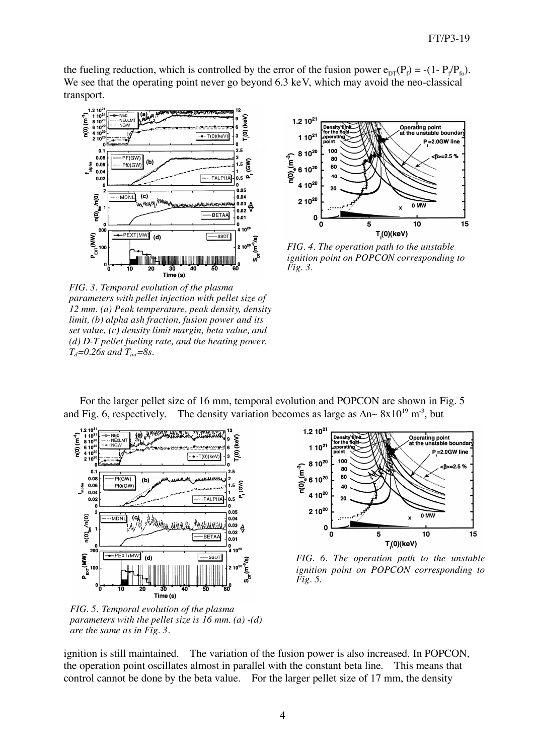the fueling reduction, which is controlled by the error of the fusion power $e_{DT}(P_f) = -(1- P_f/P_{fo})$. We see that the operating point never go beyond 6.3 keV, which may avoid the neo-classical transport.

*FIG. 3. Temporal evolution of the plasma parameters with pellet injection with pellet size of 12 mm. (a) Peak temperature, peak density, density limit, (b) alpha ash fraction, fusion power and its set value, (c) density limit margin, beta value, and (d) D-T pellet fueling rate, and the heating power. $T_d$=0.26s and $T_{int}$=8s.*

*FIG. 4. The operation path to the unstable ignition point on POPCON corresponding to Fig. 3.*

For the larger pellet size of 16 mm, temporal evolution and POPCON are shown in Fig. 5 and Fig. 6, respectively. The density variation becomes as large as $\Delta n \sim 8 \times 10^{19}$ m$^{-3}$, but ignition is still maintained. The variation of the fusion power is also increased. In POPCON, the operation point oscillates almost in parallel with the constant beta line. This means that control cannot be done by the beta value. For the larger pellet size of 17 mm, the density

*FIG. 5. Temporal evolution of the plasma parameters with the pellet size is 16 mm. (a) -(d) are the same as in Fig. 3.*

*FIG. 6. The operation path to the unstable ignition point on POPCON corresponding to Fig. 5.*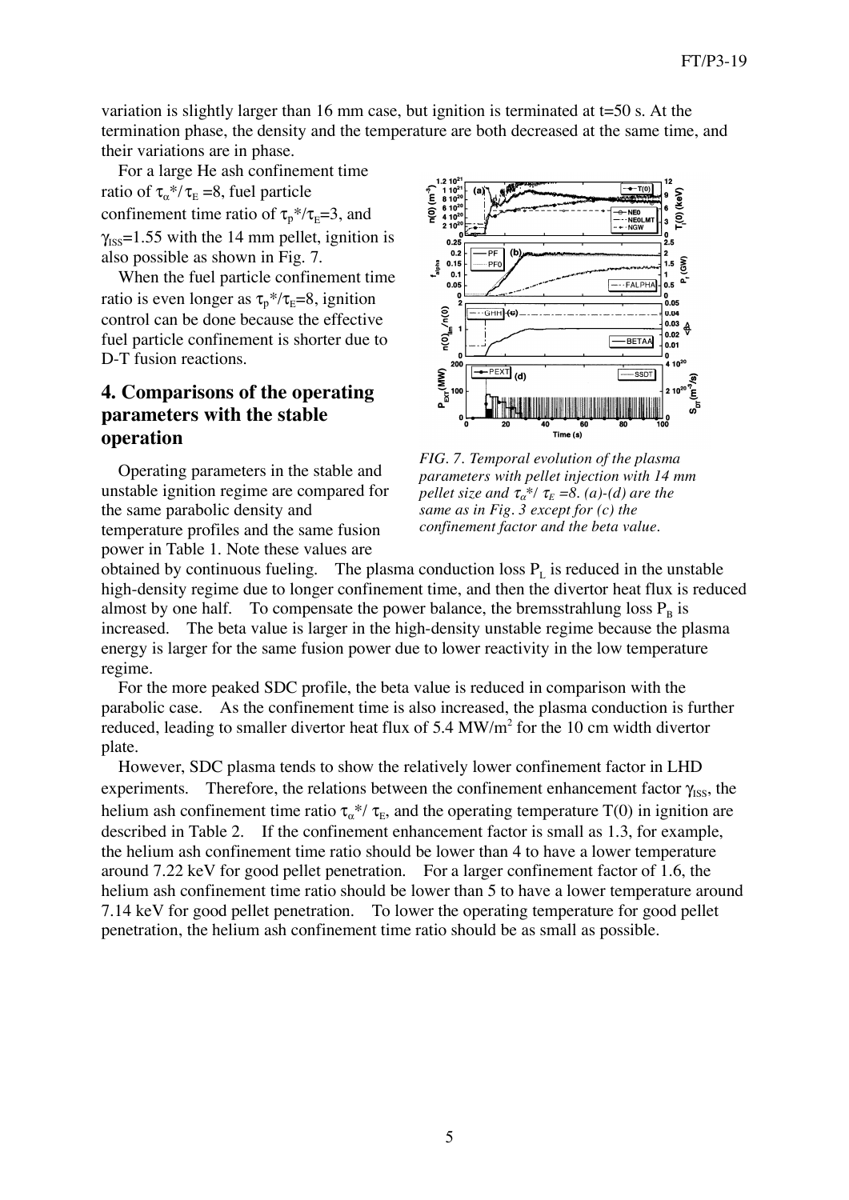variation is slightly larger than 16 mm case, but ignition is terminated at t=50 s. At the termination phase, the density and the temperature are both decreased at the same time, and their variations are in phase.

For a large He ash confinement time ratio of $\tau_\alpha^*/\tau_E=8$, fuel particle confinement time ratio of $\tau_p^*/\tau_E=3$, and $\gamma_{ISS}=1.55$ with the 14 mm pellet, ignition is also possible as shown in Fig. 7.

When the fuel particle confinement time ratio is even longer as $\tau_p^*/\tau_E=8$, ignition control can be done because the effective fuel particle confinement is shorter due to D-T fusion reactions.

*FIG. 7. Temporal evolution of the plasma parameters with pellet injection with 14 mm pellet size and $\tau_\alpha^*/\tau_E=8$. (a)-(d) are the same as in Fig. 3 except for (c) the confinement factor and the beta value.*

## 4. Comparisons of the operating parameters with the stable operation

Operating parameters in the stable and unstable ignition regime are compared for the same parabolic density and temperature profiles and the same fusion power in Table 1. Note these values are obtained by continuous fueling. The plasma conduction loss $P_L$ is reduced in the unstable high-density regime due to longer confinement time, and then the divertor heat flux is reduced almost by one half. To compensate the power balance, the bremsstrahlung loss $P_B$ is increased. The beta value is larger in the high-density unstable regime because the plasma energy is larger for the same fusion power due to lower reactivity in the low temperature regime.

For the more peaked SDC profile, the beta value is reduced in comparison with the parabolic case. As the confinement time is also increased, the plasma conduction is further reduced, leading to smaller divertor heat flux of 5.4 MW/m$^2$ for the 10 cm width divertor plate.

However, SDC plasma tends to show the relatively lower confinement factor in LHD experiments. Therefore, the relations between the confinement enhancement factor $\gamma_{ISS}$, the helium ash confinement time ratio $\tau_\alpha^*/\tau_E$, and the operating temperature T(0) in ignition are described in Table 2. If the confinement enhancement factor is small as 1.3, for example, the helium ash confinement time ratio should be lower than 4 to have a lower temperature around 7.22 keV for good pellet penetration. For a larger confinement factor of 1.6, the helium ash confinement time ratio should be lower than 5 to have a lower temperature around 7.14 keV for good pellet penetration. To lower the operating temperature for good pellet penetration, the helium ash confinement time ratio should be as small as possible.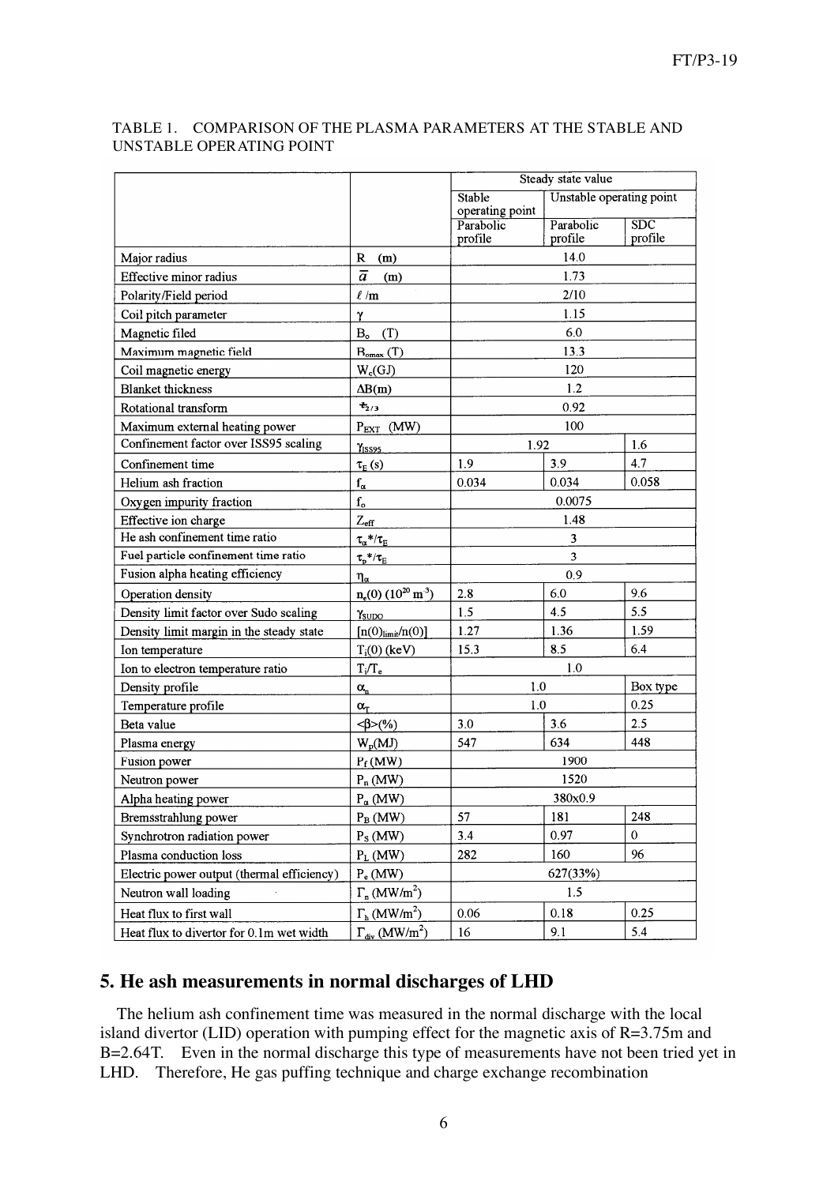TABLE 1. COMPARISON OF THE PLASMA PARAMETERS AT THE STABLE AND UNSTABLE OPERATING POINT

| | | Steady state value | | |
|---|---|---|---|---|
| | | Stable operating point | Unstable operating point | |
| | | Parabolic profile | Parabolic profile | SDC profile |
| Major radius | R (m) | 14.0 | | |
| Effective minor radius | $\bar{a}$ (m) | 1.73 | | |
| Polarity/Field period | $\ell$/m | 2/10 | | |
| Coil pitch parameter | $\gamma$ | 1.15 | | |
| Magnetic filed | $B_o$ (T) | 6.0 | | |
| Maximum magnetic field | $B_{omax}$ (T) | 13.3 | | |
| Coil magnetic energy | $W_c$(GJ) | 120 | | |
| Blanket thickness | $\Delta B$(m) | 1.2 | | |
| Rotational transform | $\iota_{2/3}$ | 0.92 | | |
| Maximum external heating power | $P_{EXT}$ (MW) | 100 | | |
| Confinement factor over ISS95 scaling | $\gamma_{ISS95}$ | 1.92 | | 1.6 |
| Confinement time | $\tau_E$ (s) | 1.9 | 3.9 | 4.7 |
| Helium ash fraction | $f_\alpha$ | 0.034 | 0.034 | 0.058 |
| Oxygen impurity fraction | $f_o$ | 0.0075 | | |
| Effective ion charge | $Z_{eff}$ | 1.48 | | |
| He ash confinement time ratio | $\tau_\alpha$*/$\tau_E$ | 3 | | |
| Fuel particle confinement time ratio | $\tau_p$*/$\tau_E$ | 3 | | |
| Fusion alpha heating efficiency | $\eta_\alpha$ | 0.9 | | |
| Operation density | $n_e(0)$ ($10^{20}$ m$^{-3}$) | 2.8 | 6.0 | 9.6 |
| Density limit factor over Sudo scaling | $\gamma_{SUDO}$ | 1.5 | 4.5 | 5.5 |
| Density limit margin in the steady state | $[n(0)_{limit}/n(0)]$ | 1.27 | 1.36 | 1.59 |
| Ion temperature | $T_i(0)$ (keV) | 15.3 | 8.5 | 6.4 |
| Ion to electron temperature ratio | $T_i/T_e$ | 1.0 | | |
| Density profile | $\alpha_n$ | 1.0 | | Box type |
| Temperature profile | $\alpha_T$ | 1.0 | | 0.25 |
| Beta value | $\langle\beta\rangle$(%) | 3.0 | 3.6 | 2.5 |
| Plasma energy | $W_p$(MJ) | 547 | 634 | 448 |
| Fusion power | $P_f$ (MW) | 1900 | | |
| Neutron power | $P_n$ (MW) | 1520 | | |
| Alpha heating power | $P_\alpha$ (MW) | 380x0.9 | | |
| Bremsstrahlung power | $P_B$ (MW) | 57 | 181 | 248 |
| Synchrotron radiation power | $P_S$ (MW) | 3.4 | 0.97 | 0 |
| Plasma conduction loss | $P_L$ (MW) | 282 | 160 | 96 |
| Electric power output (thermal efficiency) | $P_e$ (MW) | 627(33%) | | |
| Neutron wall loading | $\Gamma_n$ (MW/m$^2$) | 1.5 | | |
| Heat flux to first wall | $\Gamma_h$ (MW/m$^2$) | 0.06 | 0.18 | 0.25 |
| Heat flux to divertor for 0.1m wet width | $\Gamma_{div}$ (MW/m$^2$) | 16 | 9.1 | 5.4 |

## 5. He ash measurements in normal discharges of LHD

The helium ash confinement time was measured in the normal discharge with the local island divertor (LID) operation with pumping effect for the magnetic axis of R=3.75m and B=2.64T. Even in the normal discharge this type of measurements have not been tried yet in LHD. Therefore, He gas puffing technique and charge exchange recombination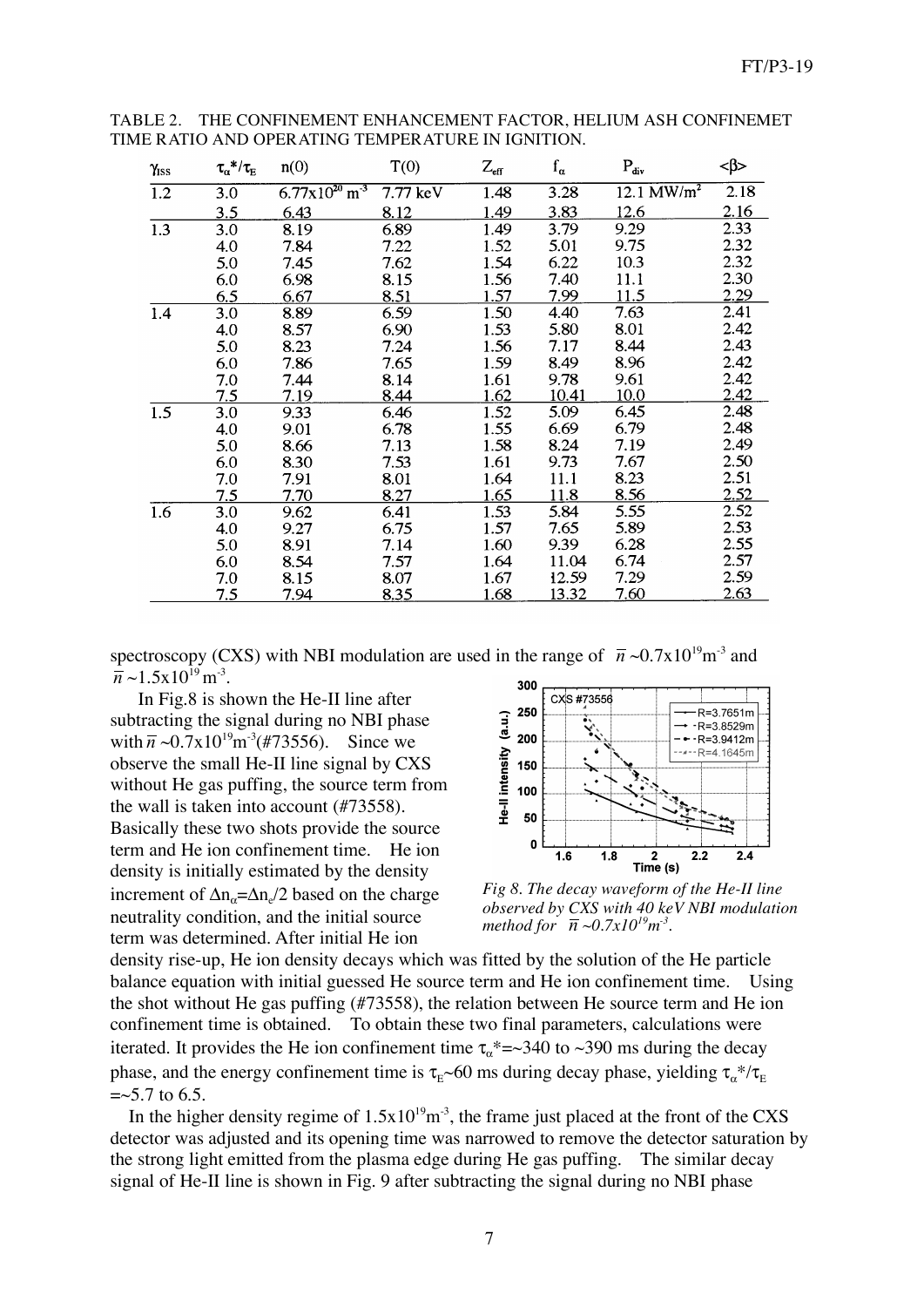TABLE 2. THE CONFINEMENT ENHANCEMENT FACTOR, HELIUM ASH CONFINEMET TIME RATIO AND OPERATING TEMPERATURE IN IGNITION.

| $\gamma_{ISS}$ | $\tau_\alpha^*/\tau_E$ | n(0) | T(0) | $Z_{eff}$ | $f_\alpha$ | $P_{div}$ | $<\beta>$ |
|---|---|---|---|---|---|---|---|
| 1.2 | 3.0 | $6.77\times10^{20}$ m$^{-3}$ | 7.77 keV | 1.48 | 3.28 | 12.1 MW/m$^2$ | 2.18 |
| | 3.5 | 6.43 | 8.12 | 1.49 | 3.83 | 12.6 | 2.16 |
| 1.3 | 3.0 | 8.19 | 6.89 | 1.49 | 3.79 | 9.29 | 2.33 |
| | 4.0 | 7.84 | 7.22 | 1.52 | 5.01 | 9.75 | 2.32 |
| | 5.0 | 7.45 | 7.62 | 1.54 | 6.22 | 10.3 | 2.32 |
| | 6.0 | 6.98 | 8.15 | 1.56 | 7.40 | 11.1 | 2.30 |
| | 6.5 | 6.67 | 8.51 | 1.57 | 7.99 | 11.5 | 2.29 |
| 1.4 | 3.0 | 8.89 | 6.59 | 1.50 | 4.40 | 7.63 | 2.41 |
| | 4.0 | 8.57 | 6.90 | 1.53 | 5.80 | 8.01 | 2.42 |
| | 5.0 | 8.23 | 7.24 | 1.56 | 7.17 | 8.44 | 2.43 |
| | 6.0 | 7.86 | 7.65 | 1.59 | 8.49 | 8.96 | 2.42 |
| | 7.0 | 7.44 | 8.14 | 1.61 | 9.78 | 9.61 | 2.42 |
| | 7.5 | 7.19 | 8.44 | 1.62 | 10.41 | 10.0 | 2.42 |
| 1.5 | 3.0 | 9.33 | 6.46 | 1.52 | 5.09 | 6.45 | 2.48 |
| | 4.0 | 9.01 | 6.78 | 1.55 | 6.69 | 6.79 | 2.48 |
| | 5.0 | 8.66 | 7.13 | 1.58 | 8.24 | 7.19 | 2.49 |
| | 6.0 | 8.30 | 7.53 | 1.61 | 9.73 | 7.67 | 2.50 |
| | 7.0 | 7.91 | 8.01 | 1.64 | 11.1 | 8.23 | 2.51 |
| | 7.5 | 7.70 | 8.27 | 1.65 | 11.8 | 8.56 | 2.52 |
| 1.6 | 3.0 | 9.62 | 6.41 | 1.53 | 5.84 | 5.55 | 2.52 |
| | 4.0 | 9.27 | 6.75 | 1.57 | 7.65 | 5.89 | 2.53 |
| | 5.0 | 8.91 | 7.14 | 1.60 | 9.39 | 6.28 | 2.55 |
| | 6.0 | 8.54 | 7.57 | 1.64 | 11.04 | 6.74 | 2.57 |
| | 7.0 | 8.15 | 8.07 | 1.67 | 12.59 | 7.29 | 2.59 |
| | 7.5 | 7.94 | 8.35 | 1.68 | 13.32 | 7.60 | 2.63 |

spectroscopy (CXS) with NBI modulation are used in the range of $\bar{n}$ ~$0.7\times10^{19}$m$^{-3}$ and $\bar{n}$ ~$1.5\times10^{19}$ m$^{-3}$.

In Fig.8 is shown the He-II line after subtracting the signal during no NBI phase with $\bar{n}$ ~$0.7\times10^{19}$m$^{-3}$(#73556). Since we observe the small He-II line signal by CXS without He gas puffing, the source term from the wall is taken into account (#73558). Basically these two shots provide the source term and He ion confinement time. He ion density is initially estimated by the density increment of $\Delta n_\alpha = \Delta n_e/2$ based on the charge neutrality condition, and the initial source term was determined. After initial He ion density rise-up, He ion density decays which was fitted by the solution of the He particle balance equation with initial guessed He source term and He ion confinement time. Using the shot without He gas puffing (#73558), the relation between He source term and He ion confinement time is obtained. To obtain these two final parameters, calculations were iterated. It provides the He ion confinement time $\tau_\alpha^*$=~340 to ~390 ms during the decay phase, and the energy confinement time is $\tau_E$~60 ms during decay phase, yielding $\tau_\alpha^*/\tau_E$ =~5.7 to 6.5.

*Fig 8. The decay waveform of the He-II line observed by CXS with 40 keV NBI modulation method for $\bar{n}$ ~$0.7\times10^{19}$m$^{-3}$.*

In the higher density regime of $1.5\times10^{19}$m$^{-3}$, the frame just placed at the front of the CXS detector was adjusted and its opening time was narrowed to remove the detector saturation by the strong light emitted from the plasma edge during He gas puffing. The similar decay signal of He-II line is shown in Fig. 9 after subtracting the signal during no NBI phase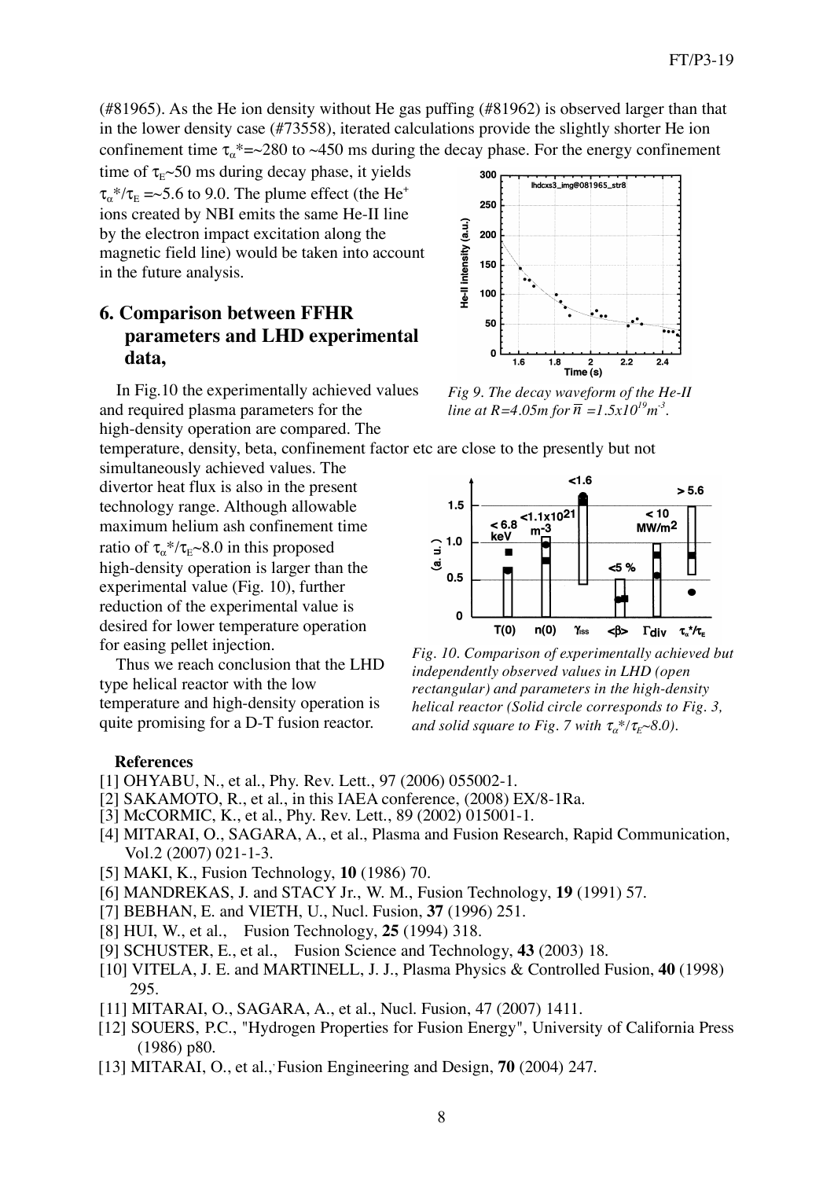(#81965). As the He ion density without He gas puffing (#81962) is observed larger than that in the lower density case (#73558), iterated calculations provide the slightly shorter He ion confinement time $\tau_\alpha^*$=~280 to ~450 ms during the decay phase. For the energy confinement time of $\tau_E$~50 ms during decay phase, it yields $\tau_\alpha^*/\tau_E$ =~5.6 to 9.0. The plume effect (the $He^+$ ions created by NBI emits the same He-II line by the electron impact excitation along the magnetic field line) would be taken into account in the future analysis.

lhdcxs3_img@081965_str8

He-II intensity (a.u.)

300
250
200
150
100
50
0

1.6
1.8
2
2.2
2.4

Time (s)

*Fig 9. The decay waveform of the He-II line at R=4.05m for $\overline{n}$ =1.5x10$^{19}$m$^{-3}$.*

## 6. Comparison between FFHR parameters and LHD experimental data,

In Fig.10 the experimentally achieved values and required plasma parameters for the high-density operation are compared. The temperature, density, beta, confinement factor etc are close to the presently but not simultaneously achieved values. The divertor heat flux is also in the present technology range. Although allowable maximum helium ash confinement time ratio of $\tau_\alpha^*/\tau_E$~8.0 in this proposed high-density operation is larger than the experimental value (Fig. 10), further reduction of the experimental value is desired for lower temperature operation for easing pellet injection.

Thus we reach conclusion that the LHD type helical reactor with the low temperature and high-density operation is quite promising for a D-T fusion reactor.

(a. u.)

1.5
1.0
0.5
0

< 6.8 keV
<1.1x10$^{21}$ m$^{-3}$
<1.6
<5 %
< 10 MW/m$^2$
> 5.6

T(0)
n(0)
$\gamma_{ISS}$
<β>
$\Gamma_{div}$
$\tau_\alpha^*/\tau_E$

*Fig. 10. Comparison of experimentally achieved but independently observed values in LHD (open rectangular) and parameters in the high-density helical reactor (Solid circle corresponds to Fig. 3, and solid square to Fig. 7 with $\tau_\alpha^*/\tau_E$~8.0).*

**References**

[1] OHYABU, N., et al., Phys. Rev. Lett., 97 (2006) 055002-1.
[2] SAKAMOTO, R., et al., in this IAEA conference, (2008) EX/8-1Ra.
[3] McCORMIC, K., et al., Phys. Rev. Lett., 89 (2002) 015001-1.
[4] MITARAI, O., SAGARA, A., et al., Plasma and Fusion Research, Rapid Communication, Vol.2 (2007) 021-1-3.
[5] MAKI, K., Fusion Technology, **10** (1986) 70.
[6] MANDREKAS, J. and STACY Jr., W. M., Fusion Technology, **19** (1991) 57.
[7] BEBHAN, E. and VIETH, U., Nucl. Fusion, **37** (1996) 251.
[8] HUI, W., et al., Fusion Technology, **25** (1994) 318.
[9] SCHUSTER, E., et al., Fusion Science and Technology, **43** (2003) 18.
[10] VITELA, J. E. and MARTINELL, J. J., Plasma Physics & Controlled Fusion, **40** (1998) 295.
[11] MITARAI, O., SAGARA, A., et al., Nucl. Fusion, 47 (2007) 1411.
[12] SOUERS, P.C., "Hydrogen Properties for Fusion Energy", University of California Press (1986) p80.
[13] MITARAI, O., et al., Fusion Engineering and Design, **70** (2004) 247.